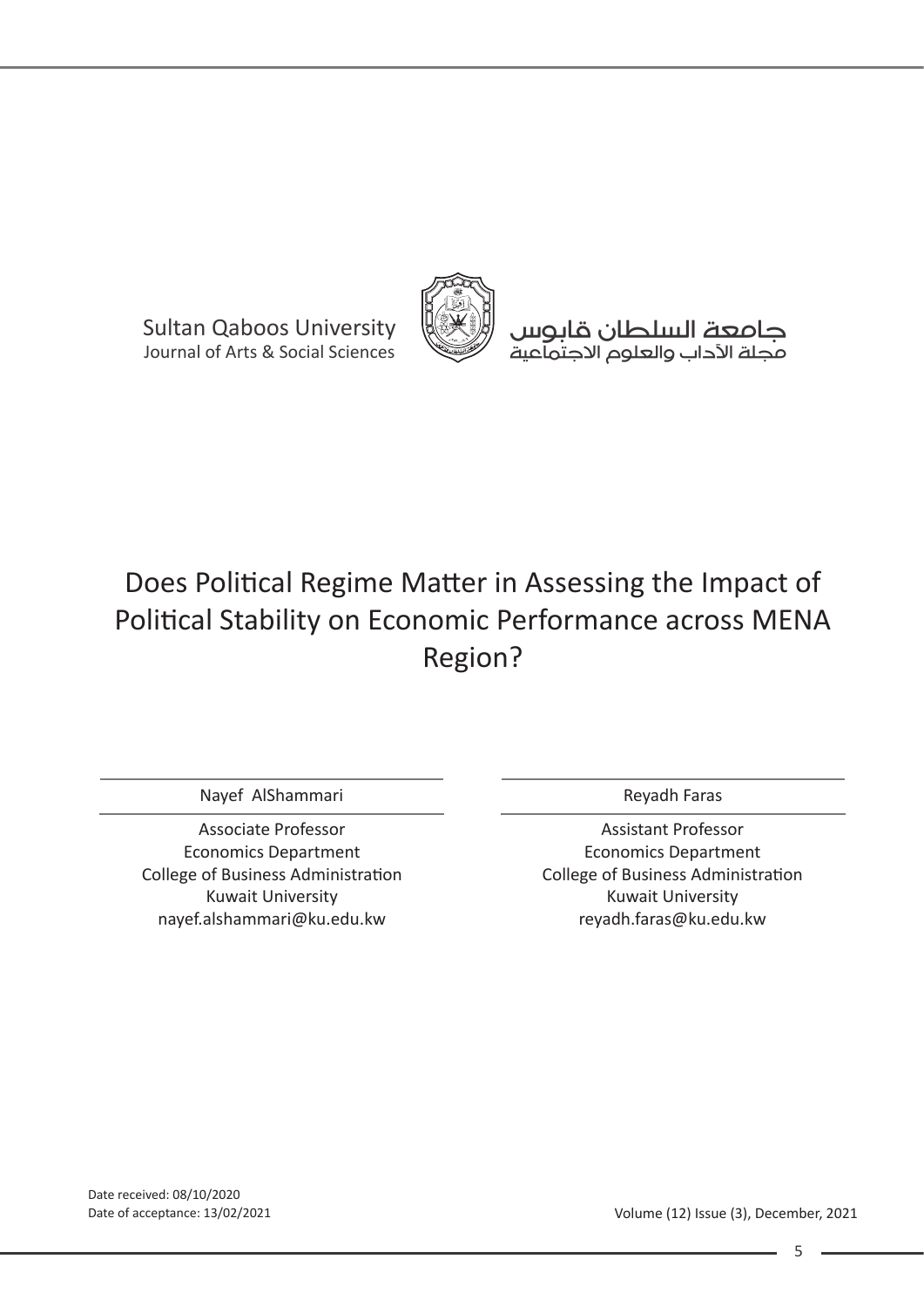Sultan Qaboos University
Journal of Arts & Social Sciences

جامعة السلطان قابوس
مجلة الآداب والعلوم الاجتماعية

# Does Political Regime Matter in Assessing the Impact of Political Stability on Economic Performance across MENA Region?

**Nayef AlShammari**

Associate Professor
Economics Department
College of Business Administration
Kuwait University
nayef.alshammari@ku.edu.kw

**Reyadh Faras**

Assistant Professor
Economics Department
College of Business Administration
Kuwait University
reyadh.faras@ku.edu.kw

Date received: 08/10/2020
Date of acceptance: 13/02/2021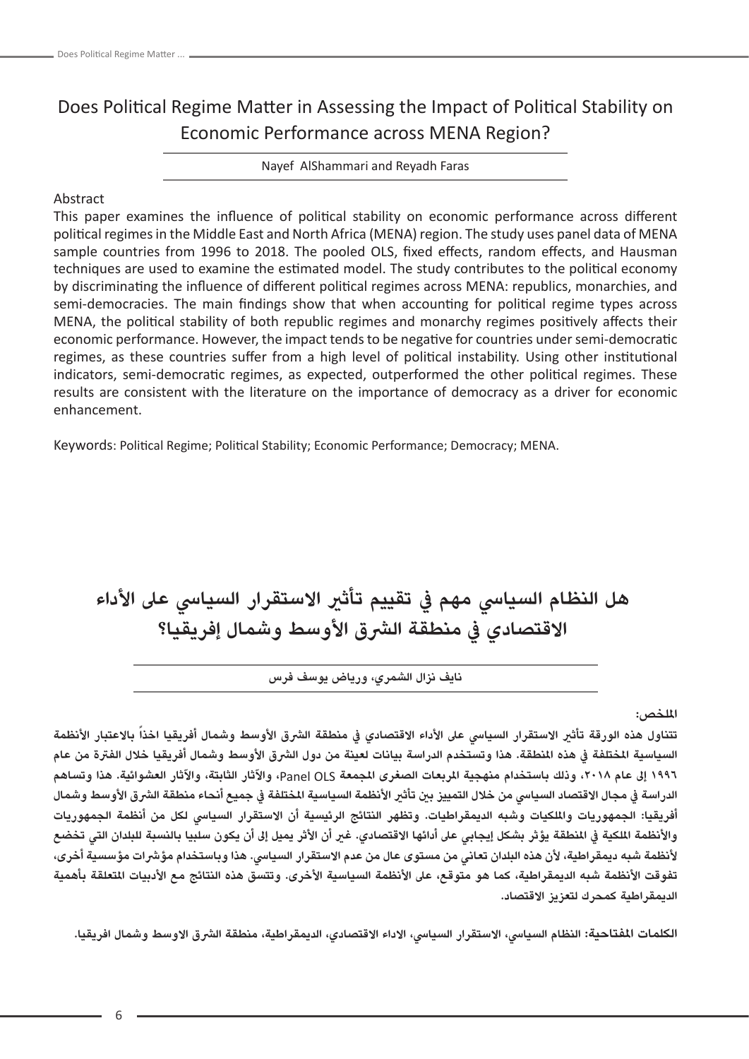# Does Political Regime Matter in Assessing the Impact of Political Stability on Economic Performance across MENA Region?

Nayef AlShammari and Reyadh Faras

Abstract

This paper examines the influence of political stability on economic performance across different political regimes in the Middle East and North Africa (MENA) region. The study uses panel data of MENA sample countries from 1996 to 2018. The pooled OLS, fixed effects, random effects, and Hausman techniques are used to examine the estimated model. The study contributes to the political economy by discriminating the influence of different political regimes across MENA: republics, monarchies, and semi-democracies. The main findings show that when accounting for political regime types across MENA, the political stability of both republic regimes and monarchy regimes positively affects their economic performance. However, the impact tends to be negative for countries under semi-democratic regimes, as these countries suffer from a high level of political instability. Using other institutional indicators, semi-democratic regimes, as expected, outperformed the other political regimes. These results are consistent with the literature on the importance of democracy as a driver for economic enhancement.

Keywords: Political Regime; Political Stability; Economic Performance; Democracy; MENA.

# هل النظام السياسي مهم في تقييم تأثير الاستقرار السياسي على الأداء الاقتصادي في منطقة الشرق الأوسط وشمال إفريقيا؟

نايف نزال الشمري، ورياض يوسف فرس

**الملخص:**

**تتناول هذه الورقة تأثير الاستقرار السياسي على الأداء الاقتصادي في منطقة الشرق الأوسط وشمال أفريقيا اخذاً بالاعتبار الأنظمة السياسية المختلفة في هذه المنطقة. هذا وتستخدم الدراسة بيانات لعينة من دول الشرق الأوسط وشمال أفريقيا خلال الفترة من عام ١٩٩٦ إلى عام ٢٠١٨، وذلك باستخدام منهجية المربعات الصغرى المجمعة Panel OLS، والآثار الثابتة، والآثار العشوائية. هذا وتساهم الدراسة في مجال الاقتصاد السياسي من خلال التمييز بين تأثير الأنظمة السياسية المختلفة في جميع أنحاء منطقة الشرق الأوسط وشمال أفريقيا: الجمهوريات والملكيات وشبه الديمقراطيات. وتظهر النتائج الرئيسية أن الاستقرار السياسي لكل من أنظمة الجمهوريات والأنظمة الملكية في المنطقة يؤثر بشكل إيجابي على أدائها الاقتصادي. غير أن الأثر يميل إلى أن يكون سلبيا بالنسبة للبلدان التي تخضع لأنظمة شبه ديمقراطية، لأن هذه البلدان تعاني من مستوى عال من عدم الاستقرار السياسي. هذا وباستخدام مؤشرات مؤسسية أخرى، تفوقت الأنظمة شبه الديمقراطية، كما هو متوقع، على الأنظمة السياسية الأخرى. وتتسق هذه النتائج مع الأدبيات المتعلقة بأهمية الديمقراطية كمحرك لتعزيز الاقتصاد.**

**الكلمات المفتاحية: النظام السياسي، الاستقرار السياسي، الاداء الاقتصادي، الديمقراطية، منطقة الشرق الاوسط وشمال افريقيا.**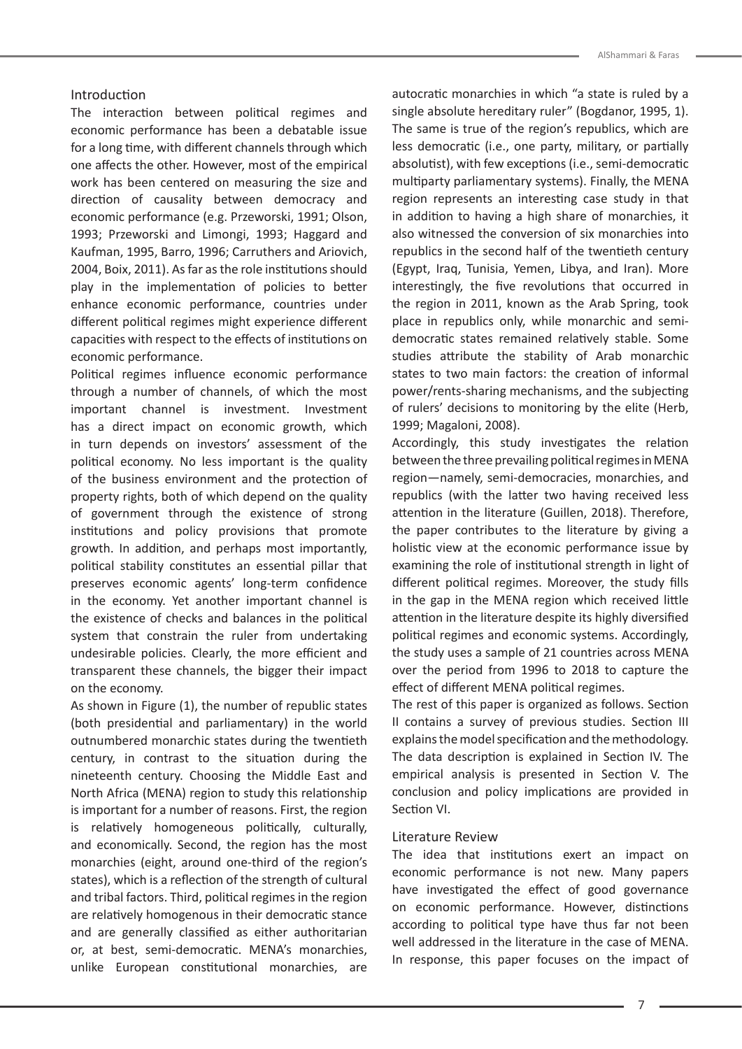## Introduction

The interaction between political regimes and economic performance has been a debatable issue for a long time, with different channels through which one affects the other. However, most of the empirical work has been centered on measuring the size and direction of causality between democracy and economic performance (e.g. Przeworski, 1991; Olson, 1993; Przeworski and Limongi, 1993; Haggard and Kaufman, 1995, Barro, 1996; Carruthers and Ariovich, 2004, Boix, 2011). As far as the role institutions should play in the implementation of policies to better enhance economic performance, countries under different political regimes might experience different capacities with respect to the effects of institutions on economic performance.

Political regimes influence economic performance through a number of channels, of which the most important channel is investment. Investment has a direct impact on economic growth, which in turn depends on investors' assessment of the political economy. No less important is the quality of the business environment and the protection of property rights, both of which depend on the quality of government through the existence of strong institutions and policy provisions that promote growth. In addition, and perhaps most importantly, political stability constitutes an essential pillar that preserves economic agents' long-term confidence in the economy. Yet another important channel is the existence of checks and balances in the political system that constrain the ruler from undertaking undesirable policies. Clearly, the more efficient and transparent these channels, the bigger their impact on the economy.

As shown in Figure (1), the number of republic states (both presidential and parliamentary) in the world outnumbered monarchic states during the twentieth century, in contrast to the situation during the nineteenth century. Choosing the Middle East and North Africa (MENA) region to study this relationship is important for a number of reasons. First, the region is relatively homogeneous politically, culturally, and economically. Second, the region has the most monarchies (eight, around one-third of the region's states), which is a reflection of the strength of cultural and tribal factors. Third, political regimes in the region are relatively homogenous in their democratic stance and are generally classified as either authoritarian or, at best, semi-democratic. MENA's monarchies, unlike European constitutional monarchies, are autocratic monarchies in which "a state is ruled by a single absolute hereditary ruler" (Bogdanor, 1995, 1). The same is true of the region's republics, which are less democratic (i.e., one party, military, or partially absolutist), with few exceptions (i.e., semi-democratic multiparty parliamentary systems). Finally, the MENA region represents an interesting case study in that in addition to having a high share of monarchies, it also witnessed the conversion of six monarchies into republics in the second half of the twentieth century (Egypt, Iraq, Tunisia, Yemen, Libya, and Iran). More interestingly, the five revolutions that occurred in the region in 2011, known as the Arab Spring, took place in republics only, while monarchic and semi-democratic states remained relatively stable. Some studies attribute the stability of Arab monarchic states to two main factors: the creation of informal power/rents-sharing mechanisms, and the subjecting of rulers' decisions to monitoring by the elite (Herb, 1999; Magaloni, 2008).

Accordingly, this study investigates the relation between the three prevailing political regimes in MENA region—namely, semi-democracies, monarchies, and republics (with the latter two having received less attention in the literature (Guillen, 2018). Therefore, the paper contributes to the literature by giving a holistic view at the economic performance issue by examining the role of institutional strength in light of different political regimes. Moreover, the study fills in the gap in the MENA region which received little attention in the literature despite its highly diversified political regimes and economic systems. Accordingly, the study uses a sample of 21 countries across MENA over the period from 1996 to 2018 to capture the effect of different MENA political regimes.

The rest of this paper is organized as follows. Section II contains a survey of previous studies. Section III explains the model specification and the methodology. The data description is explained in Section IV. The empirical analysis is presented in Section V. The conclusion and policy implications are provided in Section VI.

## Literature Review

The idea that institutions exert an impact on economic performance is not new. Many papers have investigated the effect of good governance on economic performance. However, distinctions according to political type have thus far not been well addressed in the literature in the case of MENA. In response, this paper focuses on the impact of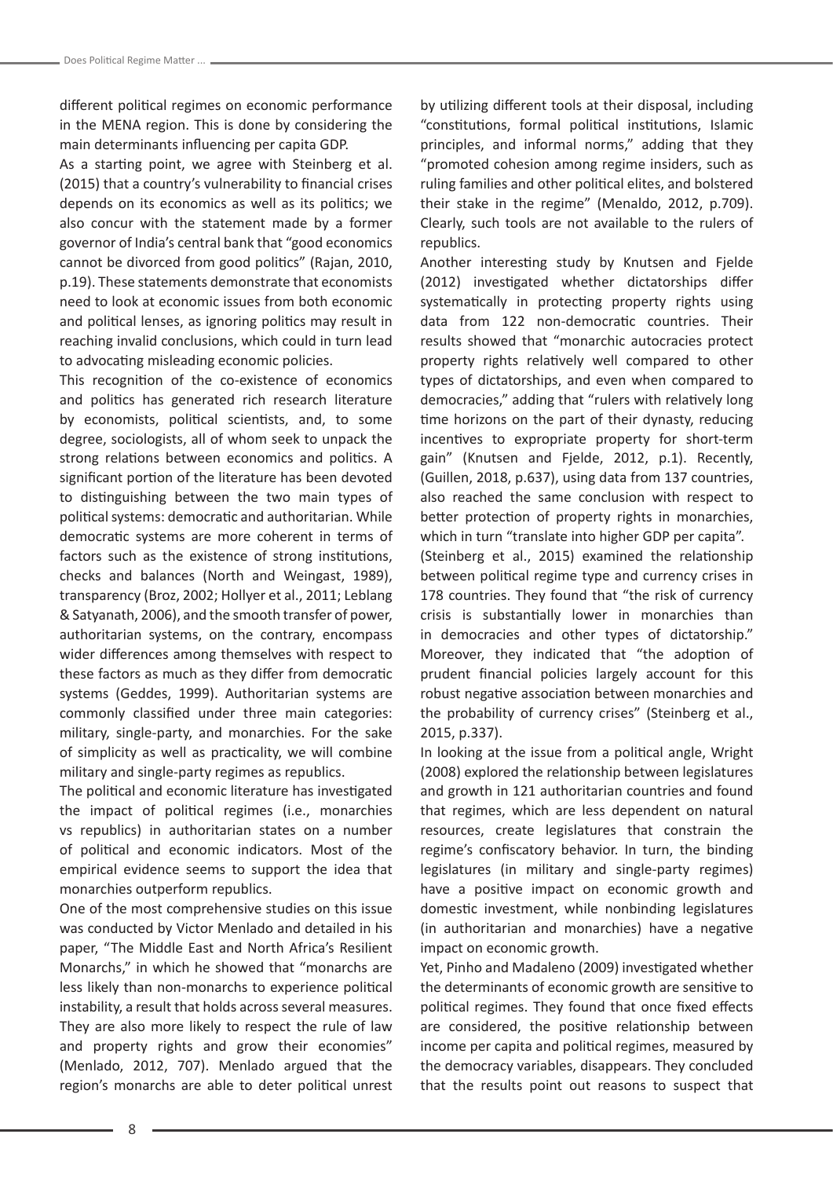different political regimes on economic performance in the MENA region. This is done by considering the main determinants influencing per capita GDP.

As a starting point, we agree with Steinberg et al. (2015) that a country's vulnerability to financial crises depends on its economics as well as its politics; we also concur with the statement made by a former governor of India's central bank that "good economics cannot be divorced from good politics" (Rajan, 2010, p.19). These statements demonstrate that economists need to look at economic issues from both economic and political lenses, as ignoring politics may result in reaching invalid conclusions, which could in turn lead to advocating misleading economic policies.

This recognition of the co-existence of economics and politics has generated rich research literature by economists, political scientists, and, to some degree, sociologists, all of whom seek to unpack the strong relations between economics and politics. A significant portion of the literature has been devoted to distinguishing between the two main types of political systems: democratic and authoritarian. While democratic systems are more coherent in terms of factors such as the existence of strong institutions, checks and balances (North and Weingast, 1989), transparency (Broz, 2002; Hollyer et al., 2011; Leblang & Satyanath, 2006), and the smooth transfer of power, authoritarian systems, on the contrary, encompass wider differences among themselves with respect to these factors as much as they differ from democratic systems (Geddes, 1999). Authoritarian systems are commonly classified under three main categories: military, single-party, and monarchies. For the sake of simplicity as well as practicality, we will combine military and single-party regimes as republics.

The political and economic literature has investigated the impact of political regimes (i.e., monarchies vs republics) in authoritarian states on a number of political and economic indicators. Most of the empirical evidence seems to support the idea that monarchies outperform republics.

One of the most comprehensive studies on this issue was conducted by Victor Menlado and detailed in his paper, "The Middle East and North Africa's Resilient Monarchs," in which he showed that "monarchs are less likely than non-monarchs to experience political instability, a result that holds across several measures. They are also more likely to respect the rule of law and property rights and grow their economies" (Menlado, 2012, 707). Menlado argued that the region's monarchs are able to deter political unrest by utilizing different tools at their disposal, including "constitutions, formal political institutions, Islamic principles, and informal norms," adding that they "promoted cohesion among regime insiders, such as ruling families and other political elites, and bolstered their stake in the regime" (Menaldo, 2012, p.709). Clearly, such tools are not available to the rulers of republics.

Another interesting study by Knutsen and Fjelde (2012) investigated whether dictatorships differ systematically in protecting property rights using data from 122 non-democratic countries. Their results showed that "monarchic autocracies protect property rights relatively well compared to other types of dictatorships, and even when compared to democracies," adding that "rulers with relatively long time horizons on the part of their dynasty, reducing incentives to expropriate property for short-term gain" (Knutsen and Fjelde, 2012, p.1). Recently, (Guillen, 2018, p.637), using data from 137 countries, also reached the same conclusion with respect to better protection of property rights in monarchies, which in turn "translate into higher GDP per capita".

(Steinberg et al., 2015) examined the relationship between political regime type and currency crises in 178 countries. They found that "the risk of currency crisis is substantially lower in monarchies than in democracies and other types of dictatorship." Moreover, they indicated that "the adoption of prudent financial policies largely account for this robust negative association between monarchies and the probability of currency crises" (Steinberg et al., 2015, p.337).

In looking at the issue from a political angle, Wright (2008) explored the relationship between legislatures and growth in 121 authoritarian countries and found that regimes, which are less dependent on natural resources, create legislatures that constrain the regime's confiscatory behavior. In turn, the binding legislatures (in military and single-party regimes) have a positive impact on economic growth and domestic investment, while nonbinding legislatures (in authoritarian and monarchies) have a negative impact on economic growth.

Yet, Pinho and Madaleno (2009) investigated whether the determinants of economic growth are sensitive to political regimes. They found that once fixed effects are considered, the positive relationship between income per capita and political regimes, measured by the democracy variables, disappears. They concluded that the results point out reasons to suspect that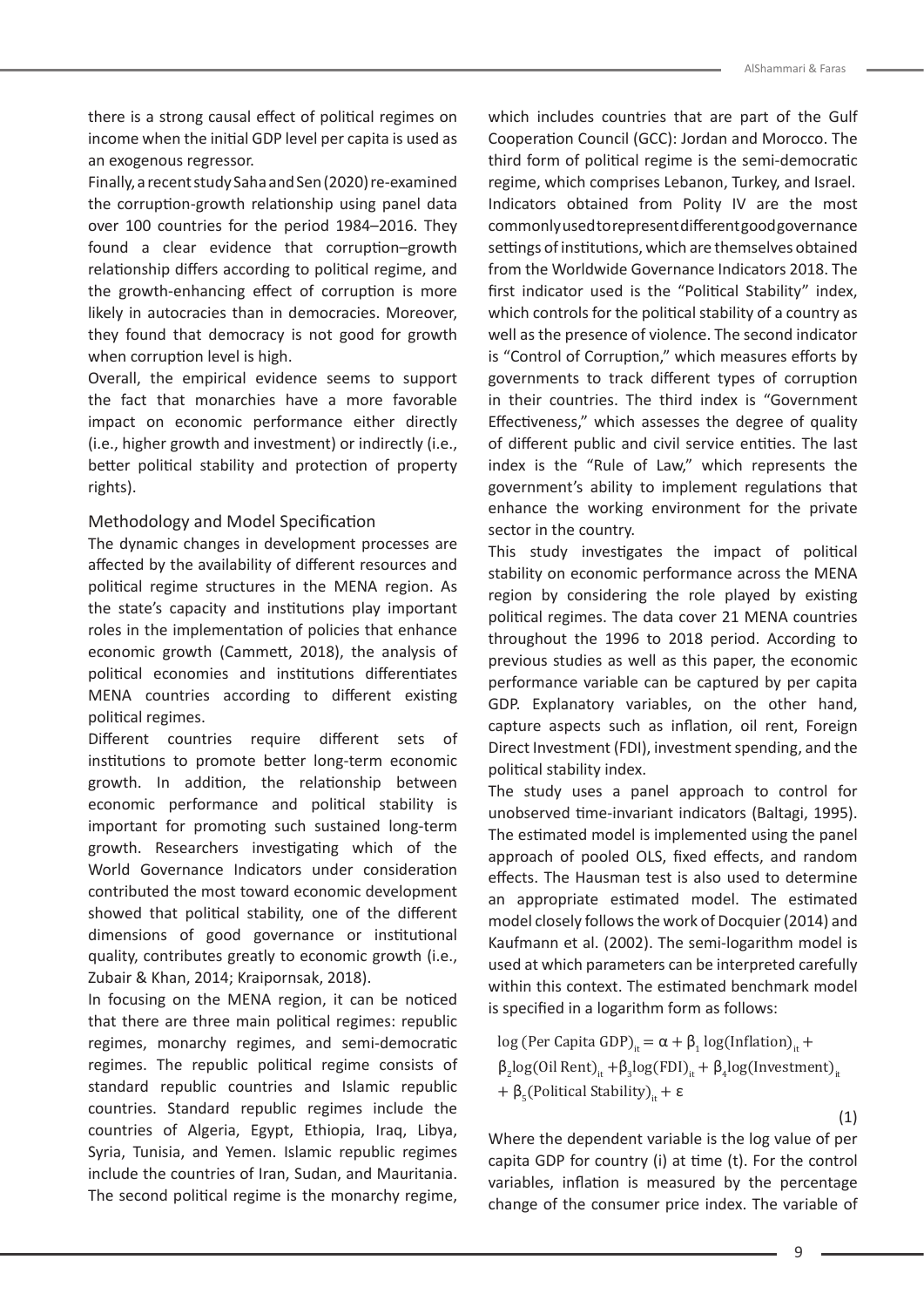there is a strong causal effect of political regimes on income when the initial GDP level per capita is used as an exogenous regressor.

Finally, a recent study Saha and Sen (2020) re-examined the corruption-growth relationship using panel data over 100 countries for the period 1984–2016. They found a clear evidence that corruption–growth relationship differs according to political regime, and the growth-enhancing effect of corruption is more likely in autocracies than in democracies. Moreover, they found that democracy is not good for growth when corruption level is high.

Overall, the empirical evidence seems to support the fact that monarchies have a more favorable impact on economic performance either directly (i.e., higher growth and investment) or indirectly (i.e., better political stability and protection of property rights).

## Methodology and Model Specification

The dynamic changes in development processes are affected by the availability of different resources and political regime structures in the MENA region. As the state's capacity and institutions play important roles in the implementation of policies that enhance economic growth (Cammett, 2018), the analysis of political economies and institutions differentiates MENA countries according to different existing political regimes.

Different countries require different sets of institutions to promote better long-term economic growth. In addition, the relationship between economic performance and political stability is important for promoting such sustained long-term growth. Researchers investigating which of the World Governance Indicators under consideration contributed the most toward economic development showed that political stability, one of the different dimensions of good governance or institutional quality, contributes greatly to economic growth (i.e., Zubair & Khan, 2014; Kraipornsak, 2018).

In focusing on the MENA region, it can be noticed that there are three main political regimes: republic regimes, monarchy regimes, and semi-democratic regimes. The republic political regime consists of standard republic countries and Islamic republic countries. Standard republic regimes include the countries of Algeria, Egypt, Ethiopia, Iraq, Libya, Syria, Tunisia, and Yemen. Islamic republic regimes include the countries of Iran, Sudan, and Mauritania. The second political regime is the monarchy regime, which includes countries that are part of the Gulf Cooperation Council (GCC): Jordan and Morocco. The third form of political regime is the semi-democratic regime, which comprises Lebanon, Turkey, and Israel. Indicators obtained from Polity IV are the most commonly used to represent different good governance settings of institutions, which are themselves obtained from the Worldwide Governance Indicators 2018. The first indicator used is the "Political Stability" index, which controls for the political stability of a country as well as the presence of violence. The second indicator is "Control of Corruption," which measures efforts by governments to track different types of corruption in their countries. The third index is "Government Effectiveness," which assesses the degree of quality of different public and civil service entities. The last index is the "Rule of Law," which represents the government's ability to implement regulations that enhance the working environment for the private sector in the country.

This study investigates the impact of political stability on economic performance across the MENA region by considering the role played by existing political regimes. The data cover 21 MENA countries throughout the 1996 to 2018 period. According to previous studies as well as this paper, the economic performance variable can be captured by per capita GDP. Explanatory variables, on the other hand, capture aspects such as inflation, oil rent, Foreign Direct Investment (FDI), investment spending, and the political stability index.

The study uses a panel approach to control for unobserved time-invariant indicators (Baltagi, 1995). The estimated model is implemented using the panel approach of pooled OLS, fixed effects, and random effects. The Hausman test is also used to determine an appropriate estimated model. The estimated model closely follows the work of Docquier (2014) and Kaufmann et al. (2002). The semi-logarithm model is used at which parameters can be interpreted carefully within this context. The estimated benchmark model is specified in a logarithm form as follows:

$$\log(\text{Per Capita GDP})_{it} = \alpha + \beta_1 \log(\text{Inflation})_{it} + \beta_2 \log(\text{Oil Rent})_{it} + \beta_3 \log(\text{FDI})_{it} + \beta_4 \log(\text{Investment})_{it} + \beta_5 (\text{Political Stability})_{it} + \varepsilon \quad (1)$$

Where the dependent variable is the log value of per capita GDP for country (i) at time (t). For the control variables, inflation is measured by the percentage change of the consumer price index. The variable of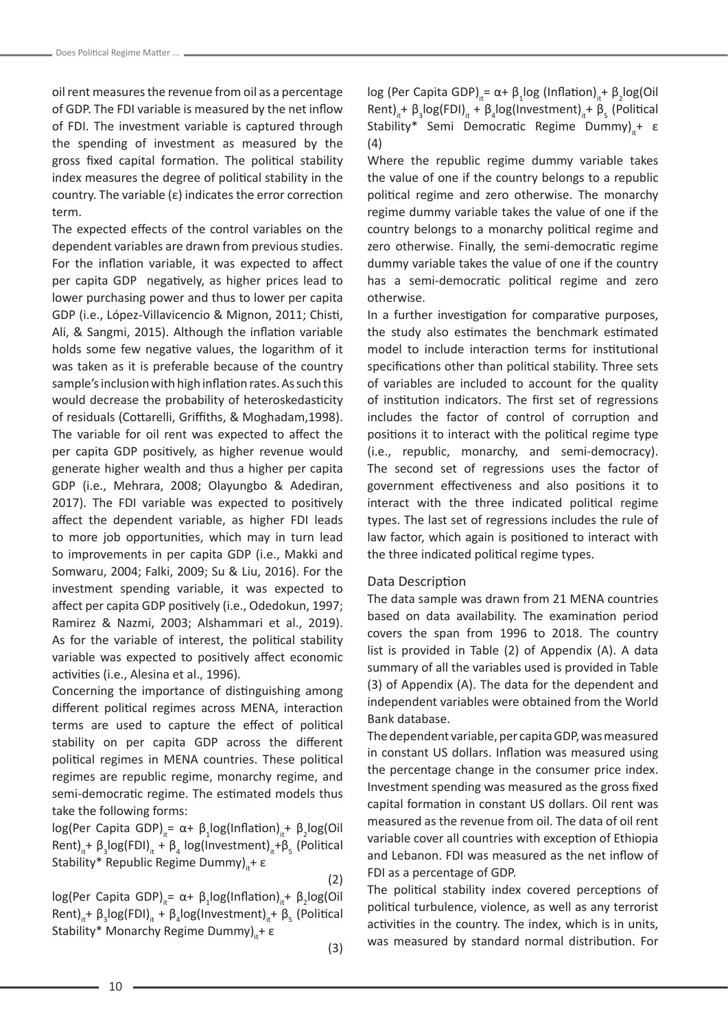oil rent measures the revenue from oil as a percentage of GDP. The FDI variable is measured by the net inflow of FDI. The investment variable is captured through the spending of investment as measured by the gross fixed capital formation. The political stability index measures the degree of political stability in the country. The variable (ε) indicates the error correction term.

The expected effects of the control variables on the dependent variables are drawn from previous studies. For the inflation variable, it was expected to affect per capita GDP negatively, as higher prices lead to lower purchasing power and thus to lower per capita GDP (i.e., López-Villavicencio & Mignon, 2011; Chisti, Ali, & Sangmi, 2015). Although the inflation variable holds some few negative values, the logarithm of it was taken as it is preferable because of the country sample's inclusion with high inflation rates. As such this would decrease the probability of heteroskedasticity of residuals (Cottarelli, Griffiths, & Moghadam,1998). The variable for oil rent was expected to affect the per capita GDP positively, as higher revenue would generate higher wealth and thus a higher per capita GDP (i.e., Mehrara, 2008; Olayungbo & Adediran, 2017). The FDI variable was expected to positively affect the dependent variable, as higher FDI leads to more job opportunities, which may in turn lead to improvements in per capita GDP (i.e., Makki and Somwaru, 2004; Falki, 2009; Su & Liu, 2016). For the investment spending variable, it was expected to affect per capita GDP positively (i.e., Odedokun, 1997; Ramirez & Nazmi, 2003; Alshammari et al., 2019). As for the variable of interest, the political stability variable was expected to positively affect economic activities (i.e., Alesina et al., 1996).

Concerning the importance of distinguishing among different political regimes across MENA, interaction terms are used to capture the effect of political stability on per capita GDP across the different political regimes in MENA countries. These political regimes are republic regime, monarchy regime, and semi-democratic regime. The estimated models thus take the following forms:

$$\log(\text{Per Capita GDP})_{it} = \alpha + \beta_1 \log(\text{Inflation})_{it} + \beta_2 \log(\text{Oil Rent})_{it} + \beta_3 \log(\text{FDI})_{it} + \beta_4 \log(\text{Investment})_{it} + \beta_5 (\text{Political Stability* Republic Regime Dummy})_{it} + \varepsilon \quad (2)$$

$$\log(\text{Per Capita GDP})_{it} = \alpha + \beta_1 \log(\text{Inflation})_{it} + \beta_2 \log(\text{Oil Rent})_{it} + \beta_3 \log(\text{FDI})_{it} + \beta_4 \log(\text{Investment})_{it} + \beta_5 (\text{Political Stability* Monarchy Regime Dummy})_{it} + \varepsilon \quad (3)$$

$$\log(\text{Per Capita GDP})_{it} = \alpha + \beta_1 \log(\text{Inflation})_{it} + \beta_2 \log(\text{Oil Rent})_{it} + \beta_3 \log(\text{FDI})_{it} + \beta_4 \log(\text{Investment})_{it} + \beta_5 (\text{Political Stability* Semi Democratic Regime Dummy})_{it} + \varepsilon \quad (4)$$

Where the republic regime dummy variable takes the value of one if the country belongs to a republic political regime and zero otherwise. The monarchy regime dummy variable takes the value of one if the country belongs to a monarchy political regime and zero otherwise. Finally, the semi-democratic regime dummy variable takes the value of one if the country has a semi-democratic political regime and zero otherwise.

In a further investigation for comparative purposes, the study also estimates the benchmark estimated model to include interaction terms for institutional specifications other than political stability. Three sets of variables are included to account for the quality of institution indicators. The first set of regressions includes the factor of control of corruption and positions it to interact with the political regime type (i.e., republic, monarchy, and semi-democracy). The second set of regressions uses the factor of government effectiveness and also positions it to interact with the three indicated political regime types. The last set of regressions includes the rule of law factor, which again is positioned to interact with the three indicated political regime types.

## Data Description

The data sample was drawn from 21 MENA countries based on data availability. The examination period covers the span from 1996 to 2018. The country list is provided in Table (2) of Appendix (A). A data summary of all the variables used is provided in Table (3) of Appendix (A). The data for the dependent and independent variables were obtained from the World Bank database.

The dependent variable, per capita GDP, was measured in constant US dollars. Inflation was measured using the percentage change in the consumer price index. Investment spending was measured as the gross fixed capital formation in constant US dollars. Oil rent was measured as the revenue from oil. The data of oil rent variable cover all countries with exception of Ethiopia and Lebanon. FDI was measured as the net inflow of FDI as a percentage of GDP.

The political stability index covered perceptions of political turbulence, violence, as well as any terrorist activities in the country. The index, which is in units, was measured by standard normal distribution. For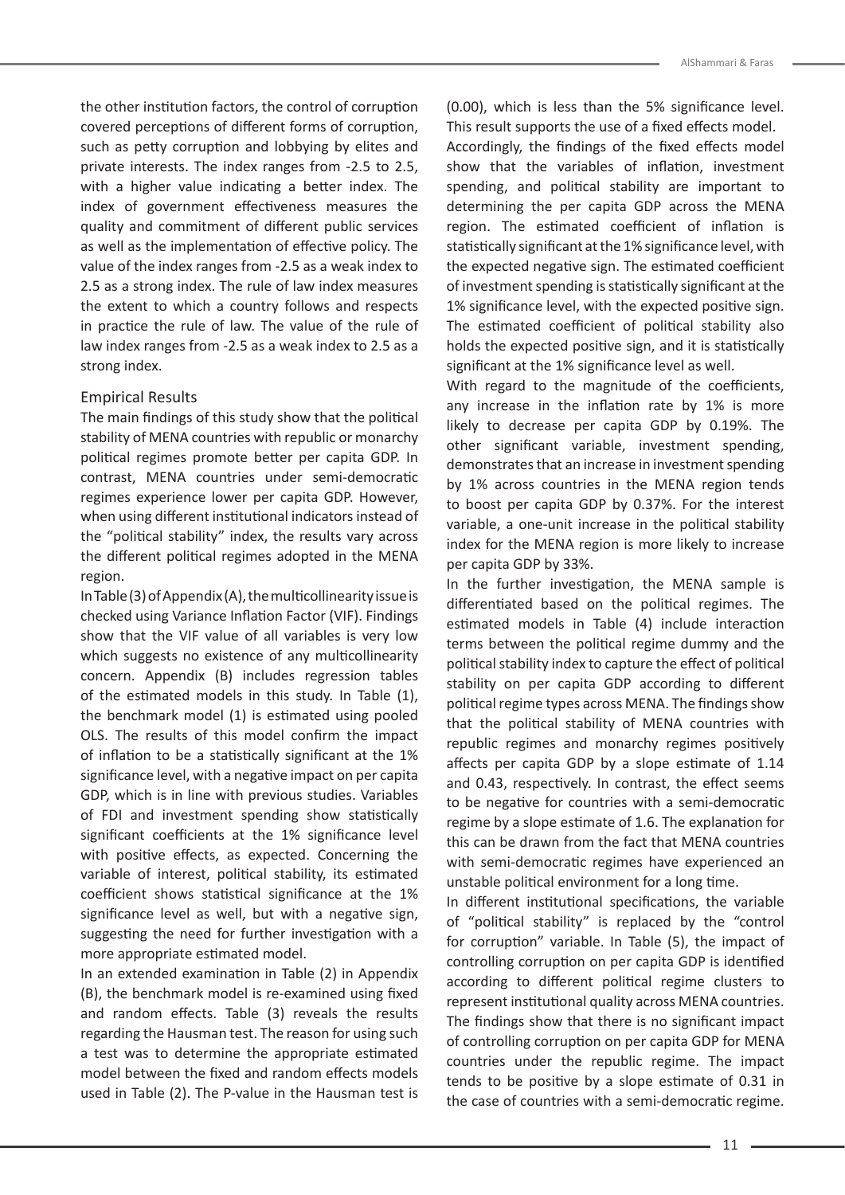the other institution factors, the control of corruption covered perceptions of different forms of corruption, such as petty corruption and lobbying by elites and private interests. The index ranges from -2.5 to 2.5, with a higher value indicating a better index. The index of government effectiveness measures the quality and commitment of different public services as well as the implementation of effective policy. The value of the index ranges from -2.5 as a weak index to 2.5 as a strong index. The rule of law index measures the extent to which a country follows and respects in practice the rule of law. The value of the rule of law index ranges from -2.5 as a weak index to 2.5 as a strong index.

## Empirical Results

The main findings of this study show that the political stability of MENA countries with republic or monarchy political regimes promote better per capita GDP. In contrast, MENA countries under semi-democratic regimes experience lower per capita GDP. However, when using different institutional indicators instead of the "political stability" index, the results vary across the different political regimes adopted in the MENA region.

In Table (3) of Appendix (A), the multicollinearity issue is checked using Variance Inflation Factor (VIF). Findings show that the VIF value of all variables is very low which suggests no existence of any multicollinearity concern. Appendix (B) includes regression tables of the estimated models in this study. In Table (1), the benchmark model (1) is estimated using pooled OLS. The results of this model confirm the impact of inflation to be a statistically significant at the 1% significance level, with a negative impact on per capita GDP, which is in line with previous studies. Variables of FDI and investment spending show statistically significant coefficients at the 1% significance level with positive effects, as expected. Concerning the variable of interest, political stability, its estimated coefficient shows statistical significance at the 1% significance level as well, but with a negative sign, suggesting the need for further investigation with a more appropriate estimated model.

In an extended examination in Table (2) in Appendix (B), the benchmark model is re-examined using fixed and random effects. Table (3) reveals the results regarding the Hausman test. The reason for using such a test was to determine the appropriate estimated model between the fixed and random effects models used in Table (2). The P-value in the Hausman test is (0.00), which is less than the 5% significance level. This result supports the use of a fixed effects model.

Accordingly, the findings of the fixed effects model show that the variables of inflation, investment spending, and political stability are important to determining the per capita GDP across the MENA region. The estimated coefficient of inflation is statistically significant at the 1% significance level, with the expected negative sign. The estimated coefficient of investment spending is statistically significant at the 1% significance level, with the expected positive sign. The estimated coefficient of political stability also holds the expected positive sign, and it is statistically significant at the 1% significance level as well.

With regard to the magnitude of the coefficients, any increase in the inflation rate by 1% is more likely to decrease per capita GDP by 0.19%. The other significant variable, investment spending, demonstrates that an increase in investment spending by 1% across countries in the MENA region tends to boost per capita GDP by 0.37%. For the interest variable, a one-unit increase in the political stability index for the MENA region is more likely to increase per capita GDP by 33%.

In the further investigation, the MENA sample is differentiated based on the political regimes. The estimated models in Table (4) include interaction terms between the political regime dummy and the political stability index to capture the effect of political stability on per capita GDP according to different political regime types across MENA. The findings show that the political stability of MENA countries with republic regimes and monarchy regimes positively affects per capita GDP by a slope estimate of 1.14 and 0.43, respectively. In contrast, the effect seems to be negative for countries with a semi-democratic regime by a slope estimate of 1.6. The explanation for this can be drawn from the fact that MENA countries with semi-democratic regimes have experienced an unstable political environment for a long time.

In different institutional specifications, the variable of "political stability" is replaced by the "control for corruption" variable. In Table (5), the impact of controlling corruption on per capita GDP is identified according to different political regime clusters to represent institutional quality across MENA countries. The findings show that there is no significant impact of controlling corruption on per capita GDP for MENA countries under the republic regime. The impact tends to be positive by a slope estimate of 0.31 in the case of countries with a semi-democratic regime.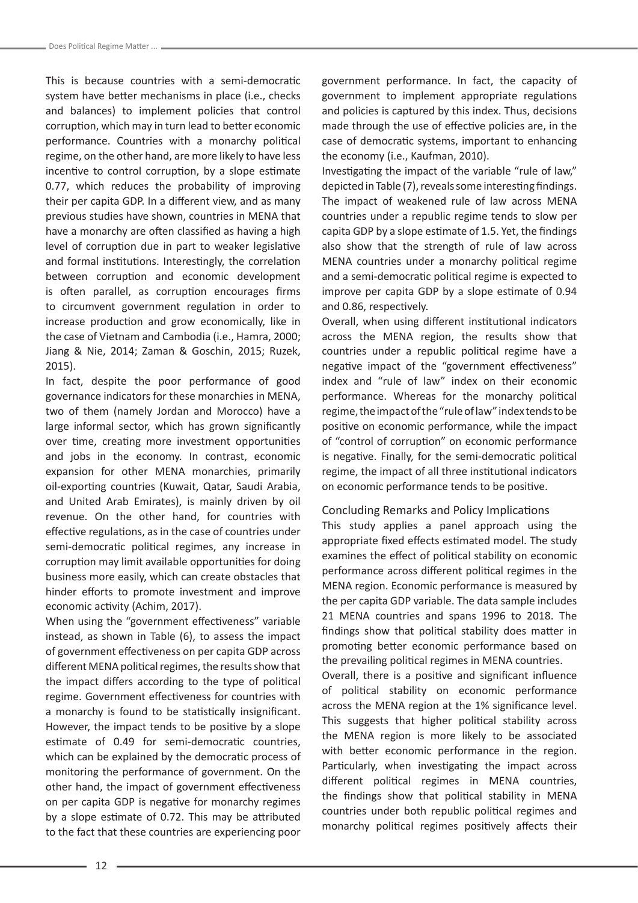This is because countries with a semi-democratic system have better mechanisms in place (i.e., checks and balances) to implement policies that control corruption, which may in turn lead to better economic performance. Countries with a monarchy political regime, on the other hand, are more likely to have less incentive to control corruption, by a slope estimate 0.77, which reduces the probability of improving their per capita GDP. In a different view, and as many previous studies have shown, countries in MENA that have a monarchy are often classified as having a high level of corruption due in part to weaker legislative and formal institutions. Interestingly, the correlation between corruption and economic development is often parallel, as corruption encourages firms to circumvent government regulation in order to increase production and grow economically, like in the case of Vietnam and Cambodia (i.e., Hamra, 2000; Jiang & Nie, 2014; Zaman & Goschin, 2015; Ruzek, 2015).

In fact, despite the poor performance of good governance indicators for these monarchies in MENA, two of them (namely Jordan and Morocco) have a large informal sector, which has grown significantly over time, creating more investment opportunities and jobs in the economy. In contrast, economic expansion for other MENA monarchies, primarily oil-exporting countries (Kuwait, Qatar, Saudi Arabia, and United Arab Emirates), is mainly driven by oil revenue. On the other hand, for countries with effective regulations, as in the case of countries under semi-democratic political regimes, any increase in corruption may limit available opportunities for doing business more easily, which can create obstacles that hinder efforts to promote investment and improve economic activity (Achim, 2017).

When using the "government effectiveness" variable instead, as shown in Table (6), to assess the impact of government effectiveness on per capita GDP across different MENA political regimes, the results show that the impact differs according to the type of political regime. Government effectiveness for countries with a monarchy is found to be statistically insignificant. However, the impact tends to be positive by a slope estimate of 0.49 for semi-democratic countries, which can be explained by the democratic process of monitoring the performance of government. On the other hand, the impact of government effectiveness on per capita GDP is negative for monarchy regimes by a slope estimate of 0.72. This may be attributed to the fact that these countries are experiencing poor government performance. In fact, the capacity of government to implement appropriate regulations and policies is captured by this index. Thus, decisions made through the use of effective policies are, in the case of democratic systems, important to enhancing the economy (i.e., Kaufman, 2010).

Investigating the impact of the variable "rule of law," depicted in Table (7), reveals some interesting findings. The impact of weakened rule of law across MENA countries under a republic regime tends to slow per capita GDP by a slope estimate of 1.5. Yet, the findings also show that the strength of rule of law across MENA countries under a monarchy political regime and a semi-democratic political regime is expected to improve per capita GDP by a slope estimate of 0.94 and 0.86, respectively.

Overall, when using different institutional indicators across the MENA region, the results show that countries under a republic political regime have a negative impact of the "government effectiveness" index and "rule of law" index on their economic performance. Whereas for the monarchy political regime, the impact of the "rule of law" index tends to be positive on economic performance, while the impact of "control of corruption" on economic performance is negative. Finally, for the semi-democratic political regime, the impact of all three institutional indicators on economic performance tends to be positive.

## Concluding Remarks and Policy Implications

This study applies a panel approach using the appropriate fixed effects estimated model. The study examines the effect of political stability on economic performance across different political regimes in the MENA region. Economic performance is measured by the per capita GDP variable. The data sample includes 21 MENA countries and spans 1996 to 2018. The findings show that political stability does matter in promoting better economic performance based on the prevailing political regimes in MENA countries.

Overall, there is a positive and significant influence of political stability on economic performance across the MENA region at the 1% significance level. This suggests that higher political stability across the MENA region is more likely to be associated with better economic performance in the region. Particularly, when investigating the impact across different political regimes in MENA countries, the findings show that political stability in MENA countries under both republic political regimes and monarchy political regimes positively affects their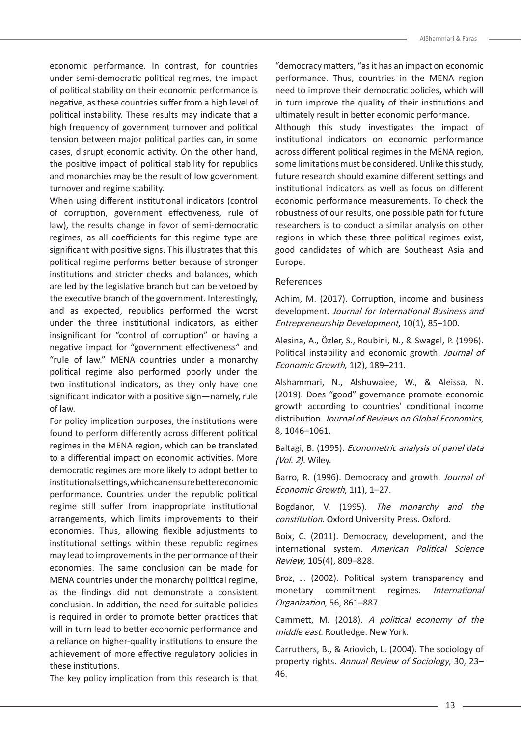economic performance. In contrast, for countries under semi-democratic political regimes, the impact of political stability on their economic performance is negative, as these countries suffer from a high level of political instability. These results may indicate that a high frequency of government turnover and political tension between major political parties can, in some cases, disrupt economic activity. On the other hand, the positive impact of political stability for republics and monarchies may be the result of low government turnover and regime stability.

When using different institutional indicators (control of corruption, government effectiveness, rule of law), the results change in favor of semi-democratic regimes, as all coefficients for this regime type are significant with positive signs. This illustrates that this political regime performs better because of stronger institutions and stricter checks and balances, which are led by the legislative branch but can be vetoed by the executive branch of the government. Interestingly, and as expected, republics performed the worst under the three institutional indicators, as either insignificant for "control of corruption" or having a negative impact for "government effectiveness" and "rule of law." MENA countries under a monarchy political regime also performed poorly under the two institutional indicators, as they only have one significant indicator with a positive sign—namely, rule of law.

For policy implication purposes, the institutions were found to perform differently across different political regimes in the MENA region, which can be translated to a differential impact on economic activities. More democratic regimes are more likely to adopt better to institutional settings, which can ensure better economic performance. Countries under the republic political regime still suffer from inappropriate institutional arrangements, which limits improvements to their economies. Thus, allowing flexible adjustments to institutional settings within these republic regimes may lead to improvements in the performance of their economies. The same conclusion can be made for MENA countries under the monarchy political regime, as the findings did not demonstrate a consistent conclusion. In addition, the need for suitable policies is required in order to promote better practices that will in turn lead to better economic performance and a reliance on higher-quality institutions to ensure the achievement of more effective regulatory policies in these institutions.

The key policy implication from this research is that "democracy matters, "as it has an impact on economic performance. Thus, countries in the MENA region need to improve their democratic policies, which will in turn improve the quality of their institutions and ultimately result in better economic performance.

Although this study investigates the impact of institutional indicators on economic performance across different political regimes in the MENA region, some limitations must be considered. Unlike this study, future research should examine different settings and institutional indicators as well as focus on different economic performance measurements. To check the robustness of our results, one possible path for future researchers is to conduct a similar analysis on other regions in which these three political regimes exist, good candidates of which are Southeast Asia and Europe.

## References

Achim, M. (2017). Corruption, income and business development. *Journal for International Business and Entrepreneurship Development*, 10(1), 85–100.

Alesina, A., Özler, S., Roubini, N., & Swagel, P. (1996). Political instability and economic growth. *Journal of Economic Growth*, 1(2), 189–211.

Alshammari, N., Alshuwaiee, W., & Aleissa, N. (2019). Does "good" governance promote economic growth according to countries' conditional income distribution. *Journal of Reviews on Global Economics*, 8, 1046–1061.

Baltagi, B. (1995). *Econometric analysis of panel data (Vol. 2).* Wiley.

Barro, R. (1996). Democracy and growth. *Journal of Economic Growth*, 1(1), 1–27.

Bogdanor, V. (1995). *The monarchy and the constitution*. Oxford University Press. Oxford.

Boix, C. (2011). Democracy, development, and the international system. *American Political Science Review*, 105(4), 809–828.

Broz, J. (2002). Political system transparency and monetary commitment regimes. *International Organization*, 56, 861–887.

Cammett, M. (2018). *A political economy of the middle east*. Routledge. New York.

Carruthers, B., & Ariovich, L. (2004). The sociology of property rights. *Annual Review of Sociology*, 30, 23–46.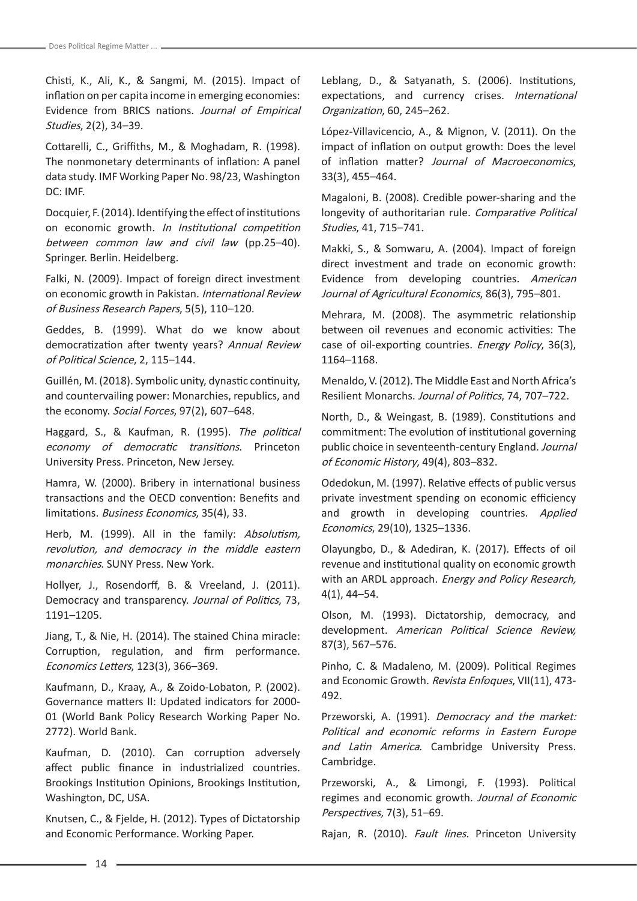Chisti, K., Ali, K., & Sangmi, M. (2015). Impact of inflation on per capita income in emerging economies: Evidence from BRICS nations. *Journal of Empirical Studies*, 2(2), 34–39.

Cottarelli, C., Griffiths, M., & Moghadam, R. (1998). The nonmonetary determinants of inflation: A panel data study. IMF Working Paper No. 98/23, Washington DC: IMF.

Docquier, F. (2014). Identifying the effect of institutions on economic growth. *In Institutional competition between common law and civil law* (pp.25–40). Springer. Berlin. Heidelberg.

Falki, N. (2009). Impact of foreign direct investment on economic growth in Pakistan. *International Review of Business Research Papers*, 5(5), 110–120.

Geddes, B. (1999). What do we know about democratization after twenty years? *Annual Review of Political Science*, 2, 115–144.

Guillén, M. (2018). Symbolic unity, dynastic continuity, and countervailing power: Monarchies, republics, and the economy. *Social Forces*, 97(2), 607–648.

Haggard, S., & Kaufman, R. (1995). *The political economy of democratic transitions*. Princeton University Press. Princeton, New Jersey.

Hamra, W. (2000). Bribery in international business transactions and the OECD convention: Benefits and limitations. *Business Economics*, 35(4), 33.

Herb, M. (1999). All in the family: *Absolutism, revolution, and democracy in the middle eastern monarchies*. SUNY Press. New York.

Hollyer, J., Rosendorff, B. & Vreeland, J. (2011). Democracy and transparency. *Journal of Politics*, 73, 1191–1205.

Jiang, T., & Nie, H. (2014). The stained China miracle: Corruption, regulation, and firm performance. *Economics Letters*, 123(3), 366–369.

Kaufmann, D., Kraay, A., & Zoido-Lobaton, P. (2002). Governance matters II: Updated indicators for 2000-01 (World Bank Policy Research Working Paper No. 2772). World Bank.

Kaufman, D. (2010). Can corruption adversely affect public finance in industrialized countries. Brookings Institution Opinions, Brookings Institution, Washington, DC, USA.

Knutsen, C., & Fjelde, H. (2012). Types of Dictatorship and Economic Performance. Working Paper.

Leblang, D., & Satyanath, S. (2006). Institutions, expectations, and currency crises. *International Organization*, 60, 245–262.

López-Villavicencio, A., & Mignon, V. (2011). On the impact of inflation on output growth: Does the level of inflation matter? *Journal of Macroeconomics*, 33(3), 455–464.

Magaloni, B. (2008). Credible power-sharing and the longevity of authoritarian rule. *Comparative Political Studies*, 41, 715–741.

Makki, S., & Somwaru, A. (2004). Impact of foreign direct investment and trade on economic growth: Evidence from developing countries. *American Journal of Agricultural Economics*, 86(3), 795–801.

Mehrara, M. (2008). The asymmetric relationship between oil revenues and economic activities: The case of oil-exporting countries. *Energy Policy*, 36(3), 1164–1168.

Menaldo, V. (2012). The Middle East and North Africa's Resilient Monarchs. *Journal of Politics*, 74, 707–722.

North, D., & Weingast, B. (1989). Constitutions and commitment: The evolution of institutional governing public choice in seventeenth-century England. *Journal of Economic History*, 49(4), 803–832.

Odedokun, M. (1997). Relative effects of public versus private investment spending on economic efficiency and growth in developing countries. *Applied Economics*, 29(10), 1325–1336.

Olayungbo, D., & Adediran, K. (2017). Effects of oil revenue and institutional quality on economic growth with an ARDL approach. *Energy and Policy Research,* 4(1), 44–54.

Olson, M. (1993). Dictatorship, democracy, and development. *American Political Science Review,* 87(3), 567–576.

Pinho, C. & Madaleno, M. (2009). Political Regimes and Economic Growth. *Revista Enfoques*, VII(11), 473-492.

Przeworski, A. (1991). *Democracy and the market: Political and economic reforms in Eastern Europe and Latin America*. Cambridge University Press. Cambridge.

Przeworski, A., & Limongi, F. (1993). Political regimes and economic growth. *Journal of Economic Perspectives,* 7(3), 51–69.

Rajan, R. (2010). *Fault lines.* Princeton University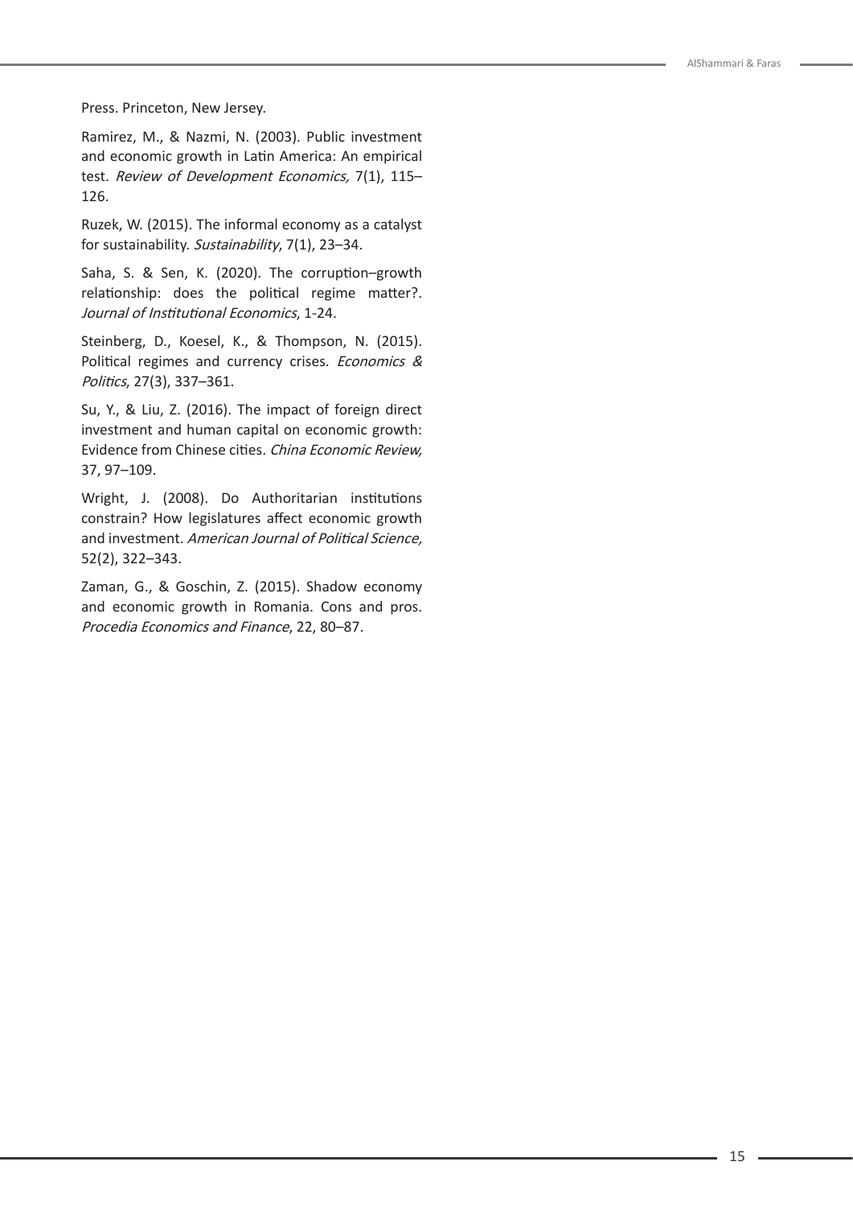Press. Princeton, New Jersey.

Ramirez, M., & Nazmi, N. (2003). Public investment and economic growth in Latin America: An empirical test. *Review of Development Economics,* 7(1), 115–126.

Ruzek, W. (2015). The informal economy as a catalyst for sustainability. *Sustainability*, 7(1), 23–34.

Saha, S. & Sen, K. (2020). The corruption–growth relationship: does the political regime matter?. *Journal of Institutional Economics*, 1-24.

Steinberg, D., Koesel, K., & Thompson, N. (2015). Political regimes and currency crises. *Economics & Politics*, 27(3), 337–361.

Su, Y., & Liu, Z. (2016). The impact of foreign direct investment and human capital on economic growth: Evidence from Chinese cities. *China Economic Review,* 37, 97–109.

Wright, J. (2008). Do Authoritarian institutions constrain? How legislatures affect economic growth and investment. *American Journal of Political Science,* 52(2), 322–343.

Zaman, G., & Goschin, Z. (2015). Shadow economy and economic growth in Romania. Cons and pros. *Procedia Economics and Finance*, 22, 80–87.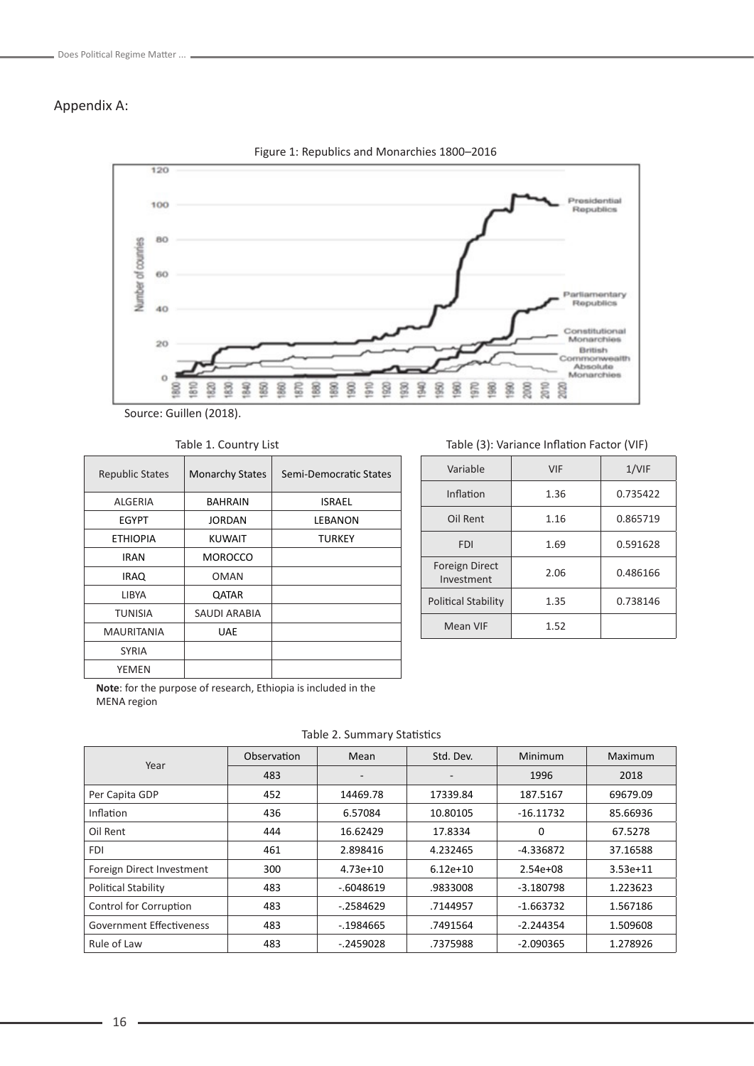## Appendix A:

Figure 1: Republics and Monarchies 1800–2016

Source: Guillen (2018).

Table 1. Country List

| Republic States | Monarchy States | Semi-Democratic States |
|---|---|---|
| ALGERIA | BAHRAIN | ISRAEL |
| EGYPT | JORDAN | LEBANON |
| ETHIOPIA | KUWAIT | TURKEY |
| IRAN | MOROCCO | |
| IRAQ | OMAN | |
| LIBYA | QATAR | |
| TUNISIA | SAUDI ARABIA | |
| MAURITANIA | UAE | |
| SYRIA | | |
| YEMEN | | |

**Note**: for the purpose of research, Ethiopia is included in the MENA region

Table (3): Variance Inflation Factor (VIF)

| Variable | VIF | 1/VIF |
|---|---|---|
| Inflation | 1.36 | 0.735422 |
| Oil Rent | 1.16 | 0.865719 |
| FDI | 1.69 | 0.591628 |
| Foreign Direct Investment | 2.06 | 0.486166 |
| Political Stability | 1.35 | 0.738146 |
| Mean VIF | 1.52 | |

Table 2. Summary Statistics

| Year | Observation | Mean | Std. Dev. | Minimum | Maximum |
|---|---|---|---|---|---|
| | 483 | - | - | 1996 | 2018 |
| Per Capita GDP | 452 | 14469.78 | 17339.84 | 187.5167 | 69679.09 |
| Inflation | 436 | 6.57084 | 10.80105 | -16.11732 | 85.66936 |
| Oil Rent | 444 | 16.62429 | 17.8334 | 0 | 67.5278 |
| FDI | 461 | 2.898416 | 4.232465 | -4.336872 | 37.16588 |
| Foreign Direct Investment | 300 | 4.73e+10 | 6.12e+10 | 2.54e+08 | 3.53e+11 |
| Political Stability | 483 | -.6048619 | .9833008 | -3.180798 | 1.223623 |
| Control for Corruption | 483 | -.2584629 | .7144957 | -1.663732 | 1.567186 |
| Government Effectiveness | 483 | -.1984665 | .7491564 | -2.244354 | 1.509608 |
| Rule of Law | 483 | -.2459028 | .7375988 | -2.090365 | 1.278926 |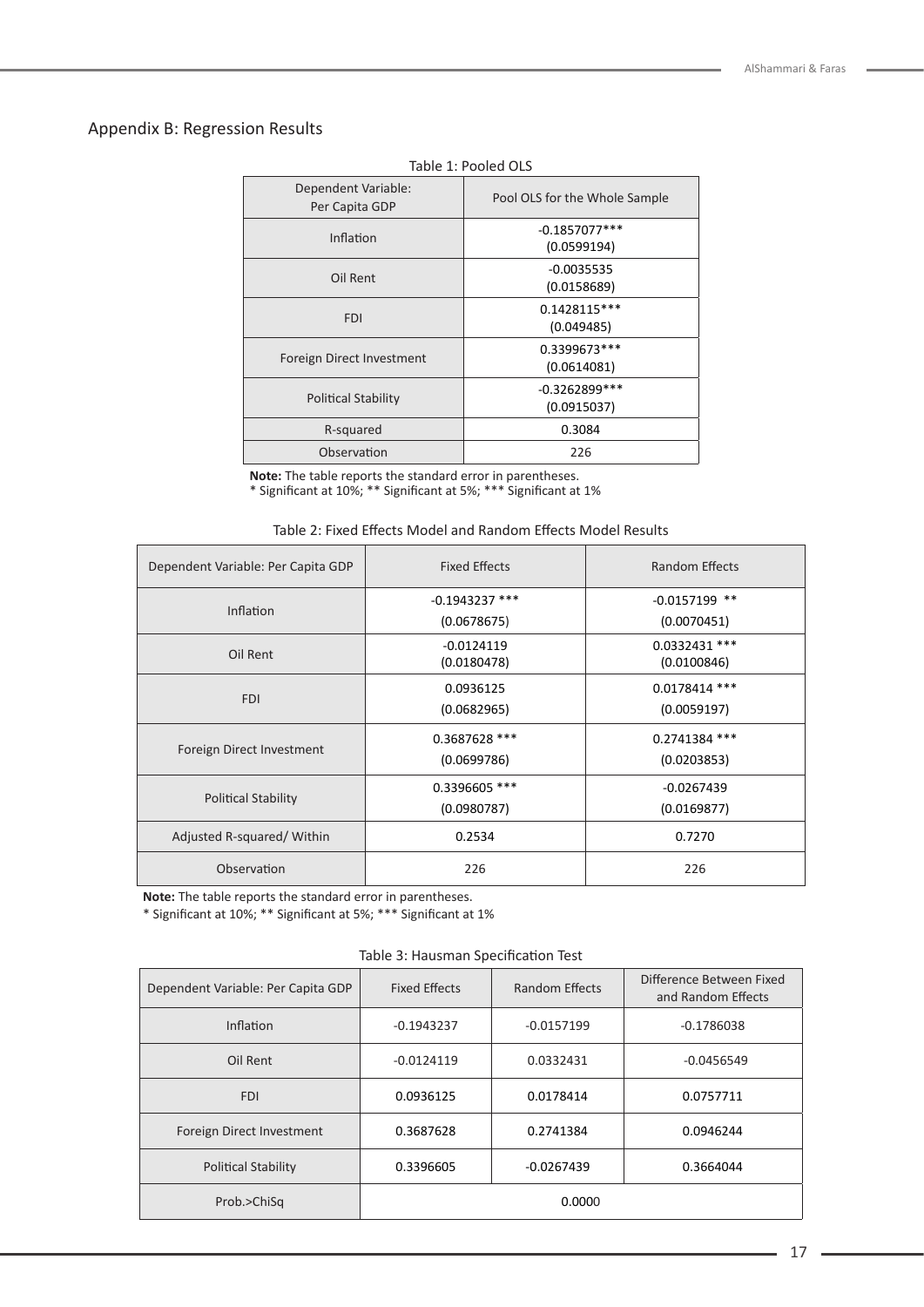## Appendix B: Regression Results

Table 1: Pooled OLS

| Dependent Variable: Per Capita GDP | Pool OLS for the Whole Sample |
|---|---|
| Inflation | -0.1857077*** (0.0599194) |
| Oil Rent | -0.0035535 (0.0158689) |
| FDI | 0.1428115*** (0.049485) |
| Foreign Direct Investment | 0.3399673*** (0.0614081) |
| Political Stability | -0.3262899*** (0.0915037) |
| R-squared | 0.3084 |
| Observation | 226 |

**Note:** The table reports the standard error in parentheses.
* Significant at 10%; ** Significant at 5%; *** Significant at 1%

Table 2: Fixed Effects Model and Random Effects Model Results

| Dependent Variable: Per Capita GDP | Fixed Effects | Random Effects |
|---|---|---|
| Inflation | -0.1943237 *** (0.0678675) | -0.0157199 ** (0.0070451) |
| Oil Rent | -0.0124119 (0.0180478) | 0.0332431 *** (0.0100846) |
| FDI | 0.0936125 (0.0682965) | 0.0178414 *** (0.0059197) |
| Foreign Direct Investment | 0.3687628 *** (0.0699786) | 0.2741384 *** (0.0203853) |
| Political Stability | 0.3396605 *** (0.0980787) | -0.0267439 (0.0169877) |
| Adjusted R-squared/ Within | 0.2534 | 0.7270 |
| Observation | 226 | 226 |

**Note:** The table reports the standard error in parentheses.
* Significant at 10%; ** Significant at 5%; *** Significant at 1%

Table 3: Hausman Specification Test

| Dependent Variable: Per Capita GDP | Fixed Effects | Random Effects | Difference Between Fixed and Random Effects |
|---|---|---|---|
| Inflation | -0.1943237 | -0.0157199 | -0.1786038 |
| Oil Rent | -0.0124119 | 0.0332431 | -0.0456549 |
| FDI | 0.0936125 | 0.0178414 | 0.0757711 |
| Foreign Direct Investment | 0.3687628 | 0.2741384 | 0.0946244 |
| Political Stability | 0.3396605 | -0.0267439 | 0.3664044 |
| Prob.>ChiSq | 0.0000 | | |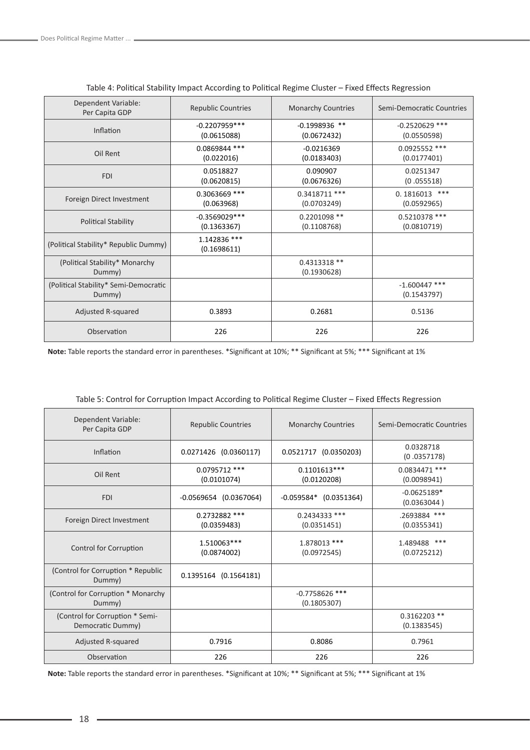Table 4: Political Stability Impact According to Political Regime Cluster – Fixed Effects Regression

| Dependent Variable: Per Capita GDP | Republic Countries | Monarchy Countries | Semi-Democratic Countries |
|---|---|---|---|
| Inflation | -0.2207959*** (0.0615088) | -0.1998936 ** (0.0672432) | -0.2520629 *** (0.0550598) |
| Oil Rent | 0.0869844 *** (0.022016) | -0.0216369 (0.0183403) | 0.0925552 *** (0.0177401) |
| FDI | 0.0518827 (0.0620815) | 0.090907 (0.0676326) | 0.0251347 (0 .055518) |
| Foreign Direct Investment | 0.3063669 *** (0.063968) | 0.3418711 *** (0.0703249) | 0. 1816013 *** (0.0592965) |
| Political Stability | -0.3569029*** (0.1363367) | 0.2201098 ** (0.1108768) | 0.5210378 *** (0.0810719) |
| (Political Stability* Republic Dummy) | 1.142836 *** (0.1698611) | | |
| (Political Stability* Monarchy Dummy) | | 0.4313318 ** (0.1930628) | |
| (Political Stability* Semi-Democratic Dummy) | | | -1.600447 *** (0.1543797) |
| Adjusted R-squared | 0.3893 | 0.2681 | 0.5136 |
| Observation | 226 | 226 | 226 |

**Note:** Table reports the standard error in parentheses. *Significant at 10%; ** Significant at 5%; *** Significant at 1%

Table 5: Control for Corruption Impact According to Political Regime Cluster – Fixed Effects Regression

| Dependent Variable: Per Capita GDP | Republic Countries | Monarchy Countries | Semi-Democratic Countries |
|---|---|---|---|
| Inflation | 0.0271426 (0.0360117) | 0.0521717 (0.0350203) | 0.0328718 (0 .0357178) |
| Oil Rent | 0.0795712 *** (0.0101074) | 0.1101613*** (0.0120208) | 0.0834471 *** (0.0098941) |
| FDI | -0.0569654 (0.0367064) | -0.059584* (0.0351364) | -0.0625189* (0.0363044 ) |
| Foreign Direct Investment | 0.2732882 *** (0.0359483) | 0.2434333 *** (0.0351451) | .2693884 *** (0.0355341) |
| Control for Corruption | 1.510063*** (0.0874002) | 1.878013 *** (0.0972545) | 1.489488 *** (0.0725212) |
| (Control for Corruption * Republic Dummy) | 0.1395164 (0.1564181) | | |
| (Control for Corruption * Monarchy Dummy) | | -0.7758626 *** (0.1805307) | |
| (Control for Corruption * Semi-Democratic Dummy) | | | 0.3162203 ** (0.1383545) |
| Adjusted R-squared | 0.7916 | 0.8086 | 0.7961 |
| Observation | 226 | 226 | 226 |

**Note:** Table reports the standard error in parentheses. *Significant at 10%; ** Significant at 5%; *** Significant at 1%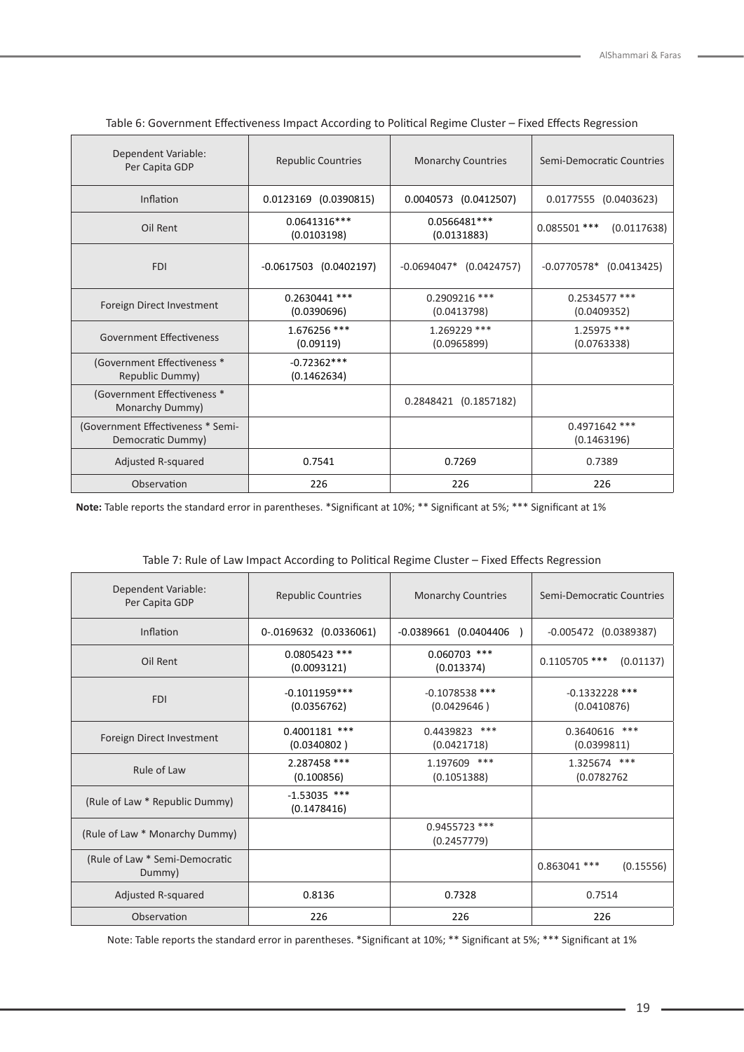Table 6: Government Effectiveness Impact According to Political Regime Cluster – Fixed Effects Regression

| Dependent Variable: Per Capita GDP | Republic Countries | Monarchy Countries | Semi-Democratic Countries |
|---|---|---|---|
| Inflation | 0.0123169 (0.0390815) | 0.0040573 (0.0412507) | 0.0177555 (0.0403623) |
| Oil Rent | 0.0641316*** (0.0103198) | 0.0566481*** (0.0131883) | 0.085501 *** (0.0117638) |
| FDI | -0.0617503 (0.0402197) | -0.0694047* (0.0424757) | -0.0770578* (0.0413425) |
| Foreign Direct Investment | 0.2630441 *** (0.0390696) | 0.2909216 *** (0.0413798) | 0.2534577 *** (0.0409352) |
| Government Effectiveness | 1.676256 *** (0.09119) | 1.269229 *** (0.0965899) | 1.25975 *** (0.0763338) |
| (Government Effectiveness * Republic Dummy) | -0.72362*** (0.1462634) | | |
| (Government Effectiveness * Monarchy Dummy) | | 0.2848421 (0.1857182) | |
| (Government Effectiveness * Semi-Democratic Dummy) | | | 0.4971642 *** (0.1463196) |
| Adjusted R-squared | 0.7541 | 0.7269 | 0.7389 |
| Observation | 226 | 226 | 226 |

**Note:** Table reports the standard error in parentheses. *Significant at 10%; ** Significant at 5%; *** Significant at 1%

Table 7: Rule of Law Impact According to Political Regime Cluster – Fixed Effects Regression

| Dependent Variable: Per Capita GDP | Republic Countries | Monarchy Countries | Semi-Democratic Countries |
|---|---|---|---|
| Inflation | 0-.0169632 (0.0336061) | -0.0389661 (0.0404406 ) | -0.005472 (0.0389387) |
| Oil Rent | 0.0805423 *** (0.0093121) | 0.060703 *** (0.013374) | 0.1105705 *** (0.01137) |
| FDI | -0.1011959*** (0.0356762) | -0.1078538 *** (0.0429646 ) | -0.1332228 *** (0.0410876) |
| Foreign Direct Investment | 0.4001181 *** (0.0340802 ) | 0.4439823 *** (0.0421718) | 0.3640616 *** (0.0399811) |
| Rule of Law | 2.287458 *** (0.100856) | 1.197609 *** (0.1051388) | 1.325674 *** (0.0782762 |
| (Rule of Law * Republic Dummy) | -1.53035 *** (0.1478416) | | |
| (Rule of Law * Monarchy Dummy) | | 0.9455723 *** (0.2457779) | |
| (Rule of Law * Semi-Democratic Dummy) | | | 0.863041 *** (0.15556) |
| Adjusted R-squared | 0.8136 | 0.7328 | 0.7514 |
| Observation | 226 | 226 | 226 |

Note: Table reports the standard error in parentheses. *Significant at 10%; ** Significant at 5%; *** Significant at 1%